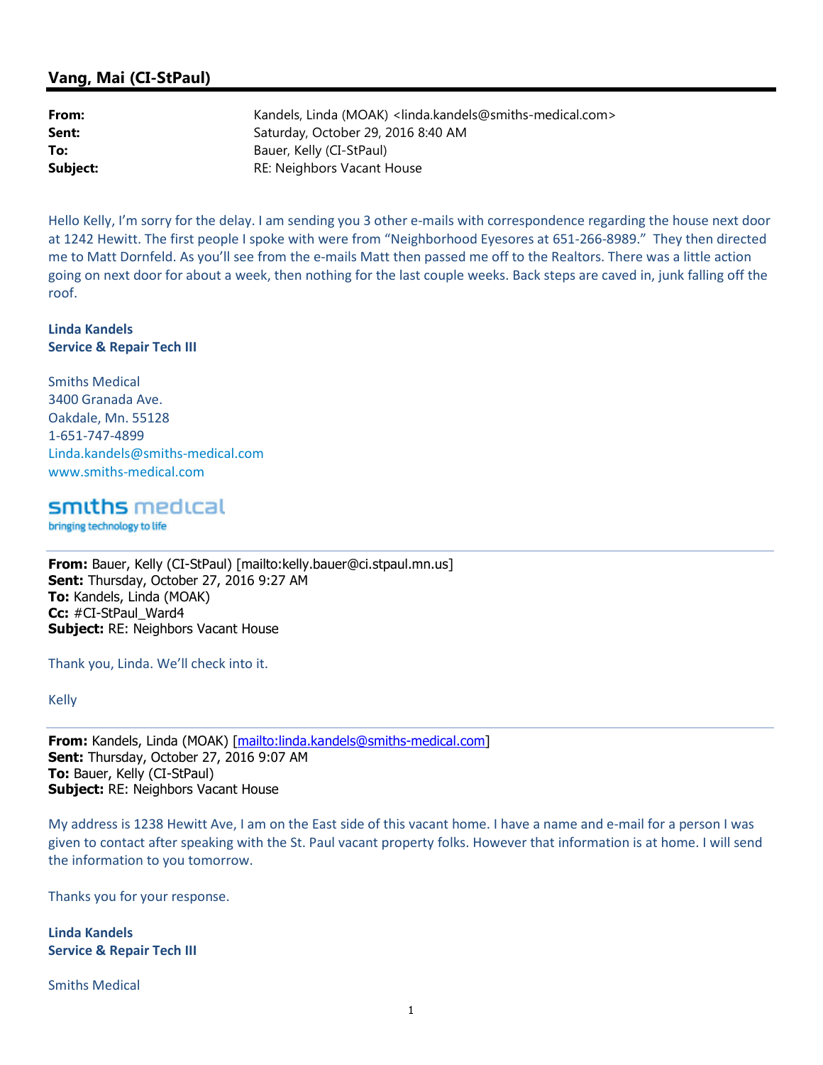## Vang, Mai (CI-StPaul)

**From:** Kandels, Linda (MOAK) <linda.kandels@smiths-medical.com>
**Sent:** Saturday, October 29, 2016 8:40 AM
**To:** Bauer, Kelly (CI-StPaul)
**Subject:** RE: Neighbors Vacant House

Hello Kelly, I'm sorry for the delay. I am sending you 3 other e-mails with correspondence regarding the house next door at 1242 Hewitt. The first people I spoke with were from "Neighborhood Eyesores at 651-266-8989." They then directed me to Matt Dornfeld. As you'll see from the e-mails Matt then passed me off to the Realtors. There was a little action going on next door for about a week, then nothing for the last couple weeks. Back steps are caved in, junk falling off the roof.

**Linda Kandels**
**Service & Repair Tech III**

Smiths Medical
3400 Granada Ave.
Oakdale, Mn. 55128
1-651-747-4899
Linda.kandels@smiths-medical.com
www.smiths-medical.com

smiths medical
bringing technology to life

---

**From:** Bauer, Kelly (CI-StPaul) [mailto:kelly.bauer@ci.stpaul.mn.us]
**Sent:** Thursday, October 27, 2016 9:27 AM
**To:** Kandels, Linda (MOAK)
**Cc:** #CI-StPaul_Ward4
**Subject:** RE: Neighbors Vacant House

Thank you, Linda. We'll check into it.

Kelly

---

**From:** Kandels, Linda (MOAK) [mailto:linda.kandels@smiths-medical.com]
**Sent:** Thursday, October 27, 2016 9:07 AM
**To:** Bauer, Kelly (CI-StPaul)
**Subject:** RE: Neighbors Vacant House

My address is 1238 Hewitt Ave, I am on the East side of this vacant home. I have a name and e-mail for a person I was given to contact after speaking with the St. Paul vacant property folks. However that information is at home. I will send the information to you tomorrow.

Thanks you for your response.

**Linda Kandels**
**Service & Repair Tech III**

Smiths Medical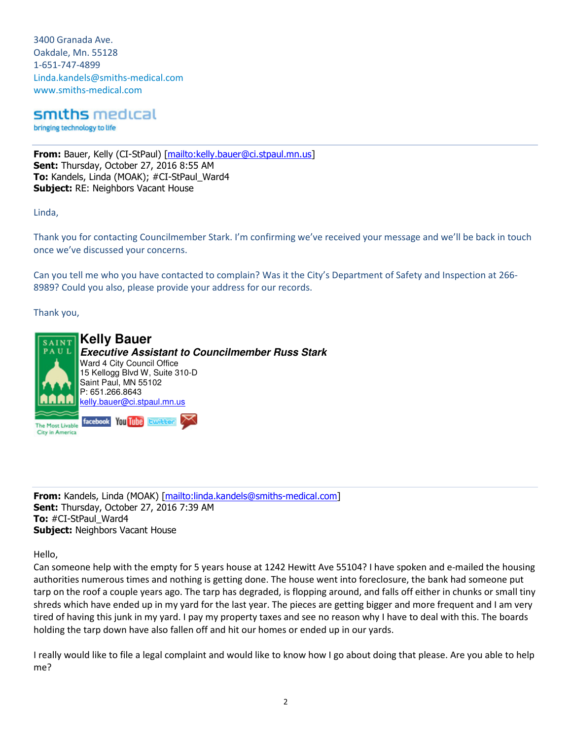3400 Granada Ave.
Oakdale, Mn. 55128
1-651-747-4899
Linda.kandels@smiths-medical.com
www.smiths-medical.com

smiths medical
bringing technology to life

---

**From:** Bauer, Kelly (CI-StPaul) [mailto:kelly.bauer@ci.stpaul.mn.us]
**Sent:** Thursday, October 27, 2016 8:55 AM
**To:** Kandels, Linda (MOAK); #CI-StPaul_Ward4
**Subject:** RE: Neighbors Vacant House

Linda,

Thank you for contacting Councilmember Stark. I'm confirming we've received your message and we'll be back in touch once we've discussed your concerns.

Can you tell me who you have contacted to complain? Was it the City's Department of Safety and Inspection at 266-8989? Could you also, please provide your address for our records.

Thank you,

**Kelly Bauer**
***Executive Assistant to Councilmember Russ Stark***
Ward 4 City Council Office
15 Kellogg Blvd W, Suite 310-D
Saint Paul, MN 55102
P: 651.266.8643
kelly.bauer@ci.stpaul.mn.us

SAINT PAUL
The Most Livable City in America

---

**From:** Kandels, Linda (MOAK) [mailto:linda.kandels@smiths-medical.com]
**Sent:** Thursday, October 27, 2016 7:39 AM
**To:** #CI-StPaul_Ward4
**Subject:** Neighbors Vacant House

Hello,
Can someone help with the empty for 5 years house at 1242 Hewitt Ave 55104? I have spoken and e-mailed the housing authorities numerous times and nothing is getting done. The house went into foreclosure, the bank had someone put tarp on the roof a couple years ago. The tarp has degraded, is flopping around, and falls off either in chunks or small tiny shreds which have ended up in my yard for the last year. The pieces are getting bigger and more frequent and I am very tired of having this junk in my yard. I pay my property taxes and see no reason why I have to deal with this. The boards holding the tarp down have also fallen off and hit our homes or ended up in our yards.

I really would like to file a legal complaint and would like to know how I go about doing that please. Are you able to help me?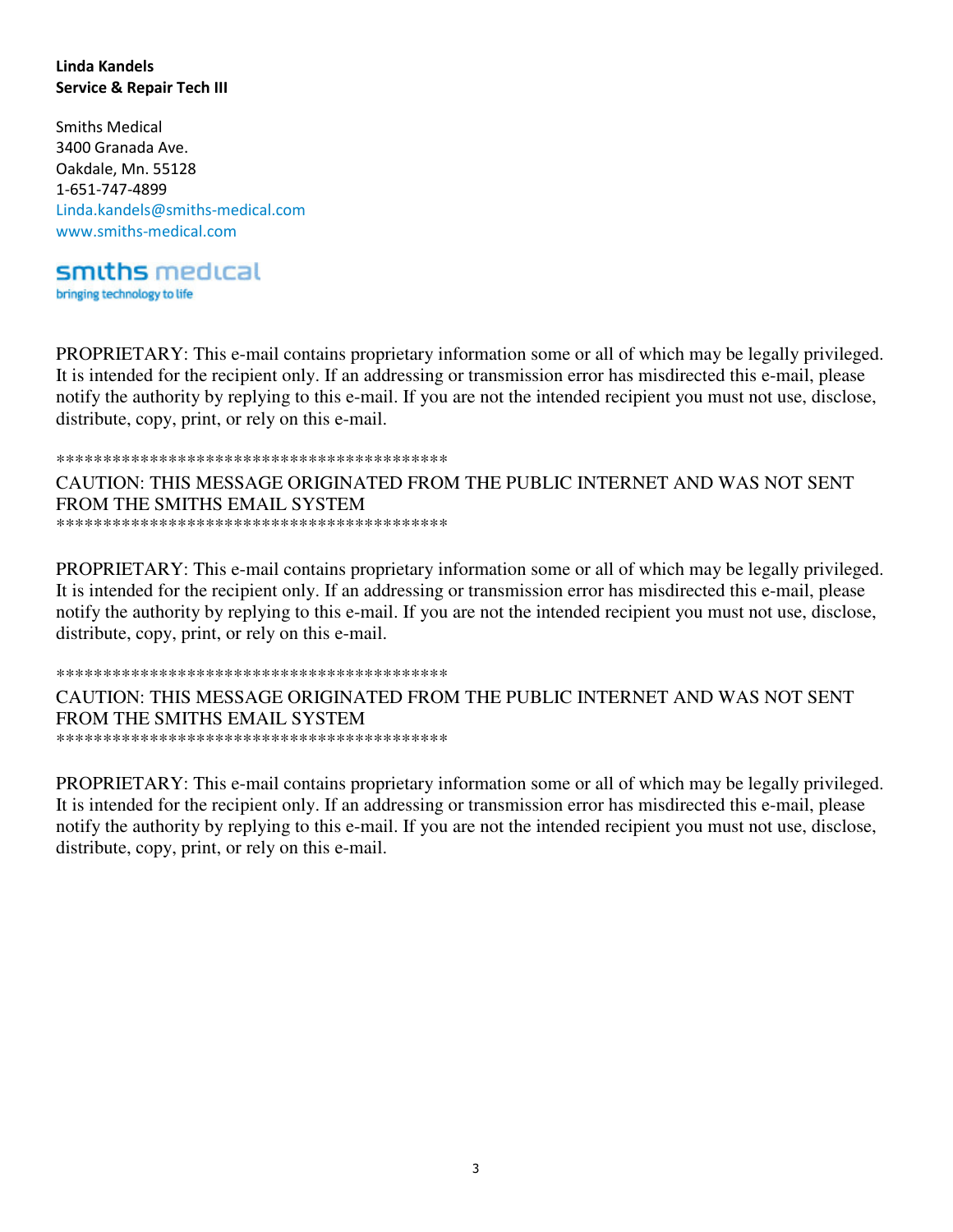**Linda Kandels**
**Service & Repair Tech III**

Smiths Medical
3400 Granada Ave.
Oakdale, Mn. 55128
1-651-747-4899
Linda.kandels@smiths-medical.com
www.smiths-medical.com

smiths medical
bringing technology to life

PROPRIETARY: This e-mail contains proprietary information some or all of which may be legally privileged. It is intended for the recipient only. If an addressing or transmission error has misdirected this e-mail, please notify the authority by replying to this e-mail. If you are not the intended recipient you must not use, disclose, distribute, copy, print, or rely on this e-mail.

*******************************************

CAUTION: THIS MESSAGE ORIGINATED FROM THE PUBLIC INTERNET AND WAS NOT SENT FROM THE SMITHS EMAIL SYSTEM

*******************************************

PROPRIETARY: This e-mail contains proprietary information some or all of which may be legally privileged. It is intended for the recipient only. If an addressing or transmission error has misdirected this e-mail, please notify the authority by replying to this e-mail. If you are not the intended recipient you must not use, disclose, distribute, copy, print, or rely on this e-mail.

*******************************************

CAUTION: THIS MESSAGE ORIGINATED FROM THE PUBLIC INTERNET AND WAS NOT SENT FROM THE SMITHS EMAIL SYSTEM

*******************************************

PROPRIETARY: This e-mail contains proprietary information some or all of which may be legally privileged. It is intended for the recipient only. If an addressing or transmission error has misdirected this e-mail, please notify the authority by replying to this e-mail. If you are not the intended recipient you must not use, disclose, distribute, copy, print, or rely on this e-mail.